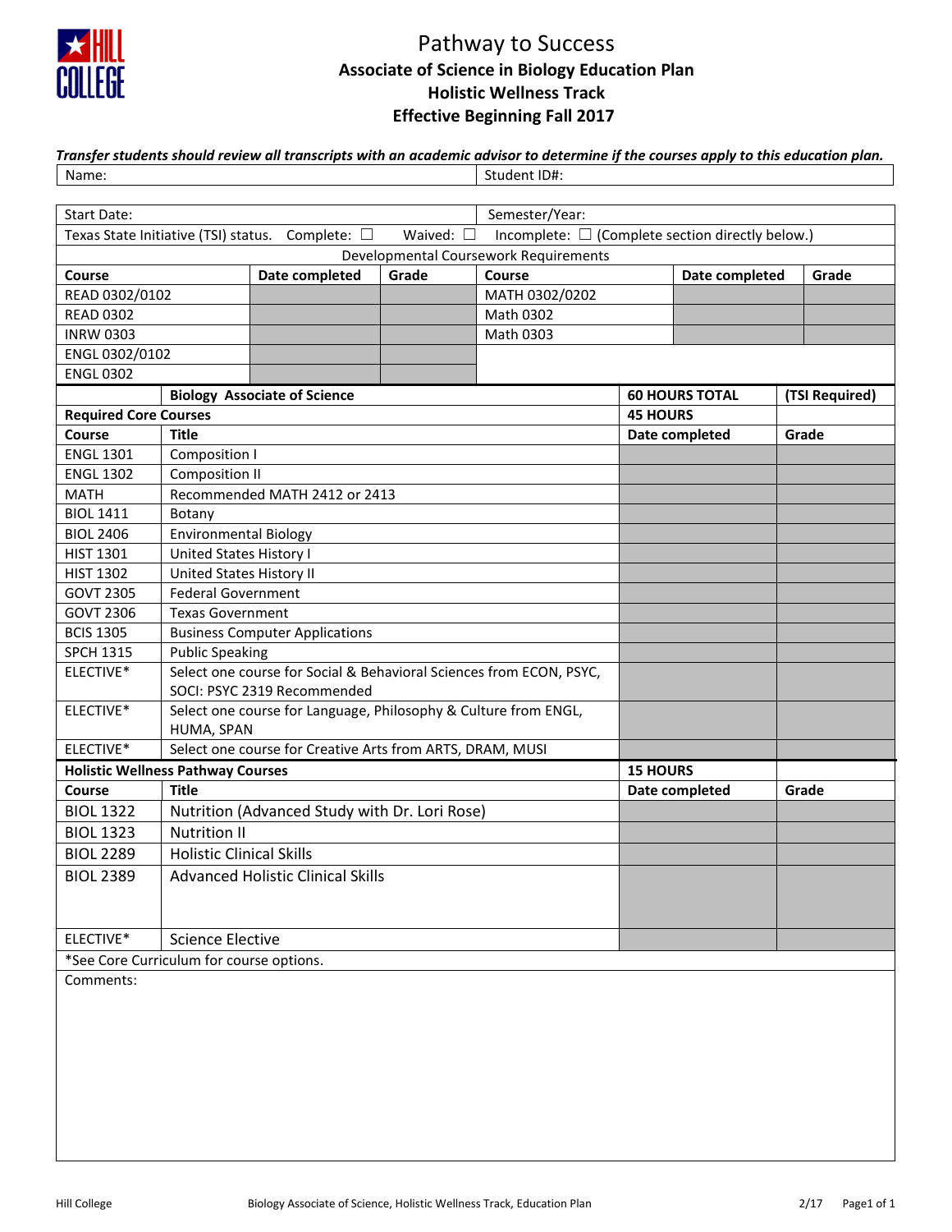# Pathway to Success

## Associate of Science in Biology Education Plan

## Holistic Wellness Track

## Effective Beginning Fall 2017

***Transfer students should review all transcripts with an academic advisor to determine if the courses apply to this education plan.***

| Name: | Student ID#: |
|---|---|

| Start Date: | Semester/Year: |
|---|---|
| Texas State Initiative (TSI) status. Complete: ☐ Waived: ☐ | Incomplete: ☐ (Complete section directly below.) |

Developmental Coursework Requirements

| Course | Date completed | Grade | Course | Date completed | Grade |
|---|---|---|---|---|---|
| READ 0302/0102 | | | MATH 0302/0202 | | |
| READ 0302 | | | Math 0302 | | |
| INRW 0303 | | | Math 0303 | | |
| ENGL 0302/0102 | | | | | |
| ENGL 0302 | | | | | |

| | **Biology Associate of Science** | **60 HOURS TOTAL** | **(TSI Required)** |
|---|---|---|---|
| **Required Core Courses** | | **45 HOURS** | |
| **Course** | **Title** | **Date completed** | **Grade** |
| ENGL 1301 | Composition I | | |
| ENGL 1302 | Composition II | | |
| MATH | Recommended MATH 2412 or 2413 | | |
| BIOL 1411 | Botany | | |
| BIOL 2406 | Environmental Biology | | |
| HIST 1301 | United States History I | | |
| HIST 1302 | United States History II | | |
| GOVT 2305 | Federal Government | | |
| GOVT 2306 | Texas Government | | |
| BCIS 1305 | Business Computer Applications | | |
| SPCH 1315 | Public Speaking | | |
| ELECTIVE* | Select one course for Social & Behavioral Sciences from ECON, PSYC, SOCI: PSYC 2319 Recommended | | |
| ELECTIVE* | Select one course for Language, Philosophy & Culture from ENGL, HUMA, SPAN | | |
| ELECTIVE* | Select one course for Creative Arts from ARTS, DRAM, MUSI | | |
| **Holistic Wellness Pathway Courses** | | **15 HOURS** | |
| **Course** | **Title** | **Date completed** | **Grade** |
| BIOL 1322 | Nutrition (Advanced Study with Dr. Lori Rose) | | |
| BIOL 1323 | Nutrition II | | |
| BIOL 2289 | Holistic Clinical Skills | | |
| BIOL 2389 | Advanced Holistic Clinical Skills | | |
| ELECTIVE* | Science Elective | | |

*See Core Curriculum for course options.

Comments: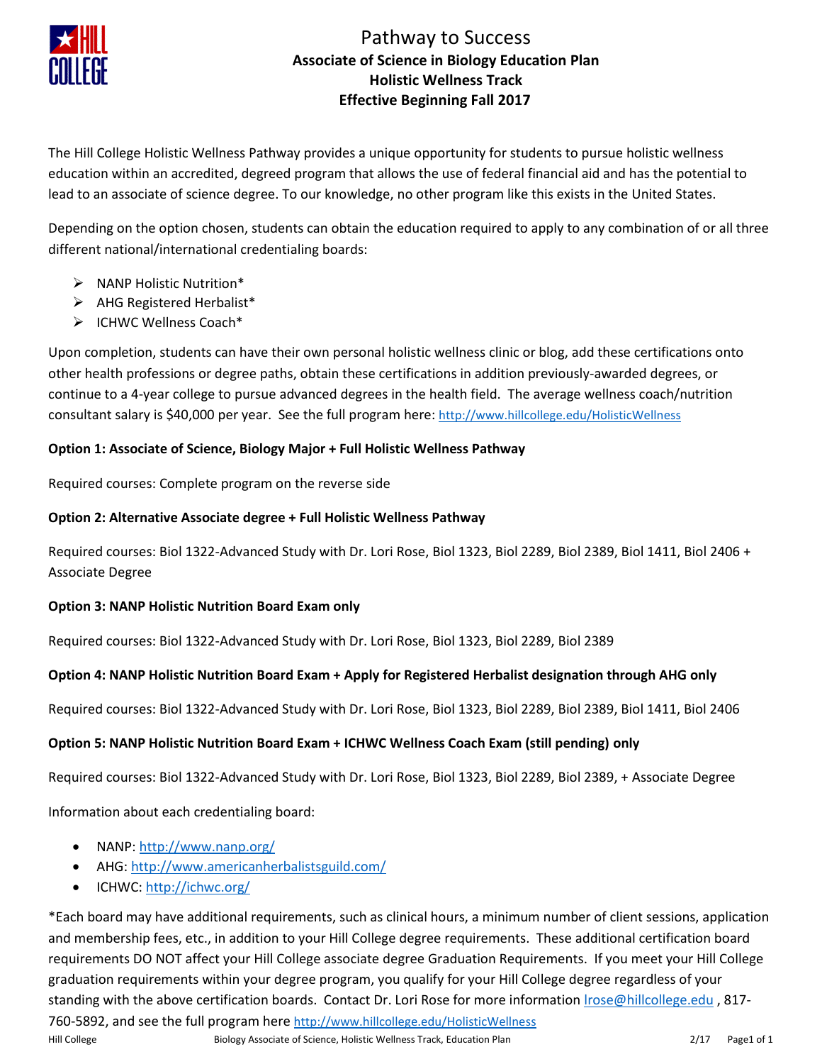# Pathway to Success

## Associate of Science in Biology Education Plan
## Holistic Wellness Track
## Effective Beginning Fall 2017

The Hill College Holistic Wellness Pathway provides a unique opportunity for students to pursue holistic wellness education within an accredited, degreed program that allows the use of federal financial aid and has the potential to lead to an associate of science degree. To our knowledge, no other program like this exists in the United States.

Depending on the option chosen, students can obtain the education required to apply to any combination of or all three different national/international credentialing boards:

- NANP Holistic Nutrition*
- AHG Registered Herbalist*
- ICHWC Wellness Coach*

Upon completion, students can have their own personal holistic wellness clinic or blog, add these certifications onto other health professions or degree paths, obtain these certifications in addition previously-awarded degrees, or continue to a 4-year college to pursue advanced degrees in the health field. The average wellness coach/nutrition consultant salary is $40,000 per year. See the full program here: http://www.hillcollege.edu/HolisticWellness

**Option 1: Associate of Science, Biology Major + Full Holistic Wellness Pathway**

Required courses: Complete program on the reverse side

**Option 2: Alternative Associate degree + Full Holistic Wellness Pathway**

Required courses: Biol 1322-Advanced Study with Dr. Lori Rose, Biol 1323, Biol 2289, Biol 2389, Biol 1411, Biol 2406 + Associate Degree

**Option 3: NANP Holistic Nutrition Board Exam only**

Required courses: Biol 1322-Advanced Study with Dr. Lori Rose, Biol 1323, Biol 2289, Biol 2389

**Option 4: NANP Holistic Nutrition Board Exam + Apply for Registered Herbalist designation through AHG only**

Required courses: Biol 1322-Advanced Study with Dr. Lori Rose, Biol 1323, Biol 2289, Biol 2389, Biol 1411, Biol 2406

**Option 5: NANP Holistic Nutrition Board Exam + ICHWC Wellness Coach Exam (still pending) only**

Required courses: Biol 1322-Advanced Study with Dr. Lori Rose, Biol 1323, Biol 2289, Biol 2389, + Associate Degree

Information about each credentialing board:

- NANP: http://www.nanp.org/
- AHG: http://www.americanherbalistsguild.com/
- ICHWC: http://ichwc.org/

*Each board may have additional requirements, such as clinical hours, a minimum number of client sessions, application and membership fees, etc., in addition to your Hill College degree requirements. These additional certification board requirements DO NOT affect your Hill College associate degree Graduation Requirements. If you meet your Hill College graduation requirements within your degree program, you qualify for your Hill College degree regardless of your standing with the above certification boards. Contact Dr. Lori Rose for more information lrose@hillcollege.edu , 817-760-5892, and see the full program here http://www.hillcollege.edu/HolisticWellness